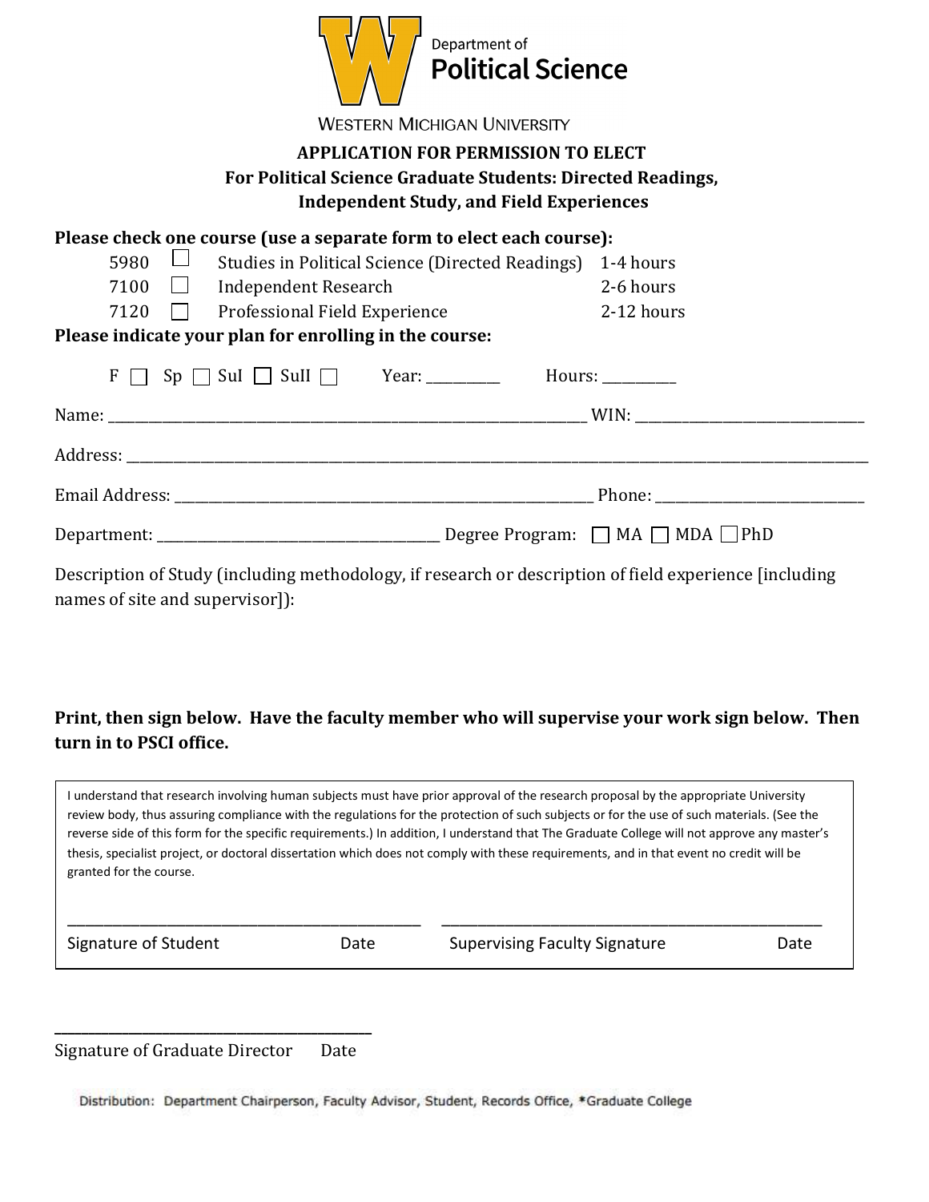Department of
**Political Science**

WESTERN MICHIGAN UNIVERSITY

## APPLICATION FOR PERMISSION TO ELECT
### For Political Science Graduate Students: Directed Readings, Independent Study, and Field Experiences

**Please check one course (use a separate form to elect each course):**

| | | | |
|---|---|---|---|
| 5980 | ☐ | Studies in Political Science (Directed Readings) | 1-4 hours |
| 7100 | ☐ | Independent Research | 2-6 hours |
| 7120 | ☐ | Professional Field Experience | 2-12 hours |

**Please indicate your plan for enrolling in the course:**

F ☐ Sp ☐ SuI ☐ SuII ☐ Year: __________ Hours: __________

Name: ____________________________________________ WIN: ______________________

Address: ____________________________________________________________________

Email Address: ______________________________________ Phone: ____________________

Department: ___________________________ Degree Program: ☐ MA ☐ MDA ☐ PhD

Description of Study (including methodology, if research or description of field experience [including names of site and supervisor]):

**Print, then sign below. Have the faculty member who will supervise your work sign below. Then turn in to PSCI office.**

I understand that research involving human subjects must have prior approval of the research proposal by the appropriate University review body, thus assuring compliance with the regulations for the protection of such subjects or for the use of such materials. (See the reverse side of this form for the specific requirements.) In addition, I understand that The Graduate College will not approve any master's thesis, specialist project, or doctoral dissertation which does not comply with these requirements, and in that event no credit will be granted for the course.

______________________________ ______________________________

Signature of Student Date Supervising Faculty Signature Date

______________________________

Signature of Graduate Director Date

Distribution: Department Chairperson, Faculty Advisor, Student, Records Office, *Graduate College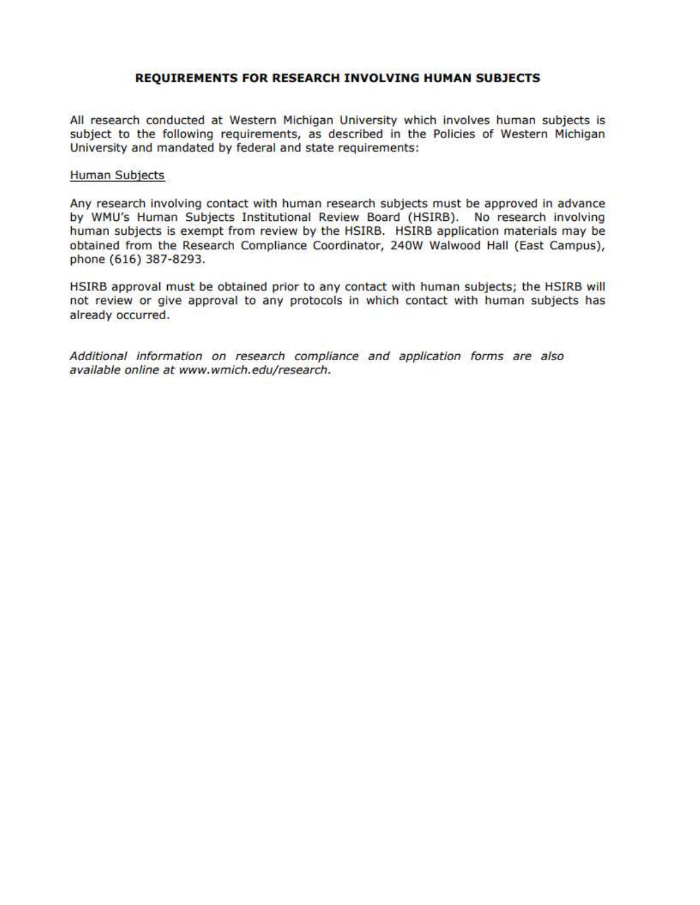## REQUIREMENTS FOR RESEARCH INVOLVING HUMAN SUBJECTS

All research conducted at Western Michigan University which involves human subjects is subject to the following requirements, as described in the Policies of Western Michigan University and mandated by federal and state requirements:

<u>Human Subjects</u>

Any research involving contact with human research subjects must be approved in advance by WMU's Human Subjects Institutional Review Board (HSIRB). No research involving human subjects is exempt from review by the HSIRB. HSIRB application materials may be obtained from the Research Compliance Coordinator, 240W Walwood Hall (East Campus), phone (616) 387-8293.

HSIRB approval must be obtained prior to any contact with human subjects; the HSIRB will not review or give approval to any protocols in which contact with human subjects has already occurred.

*Additional information on research compliance and application forms are also available online at www.wmich.edu/research.*